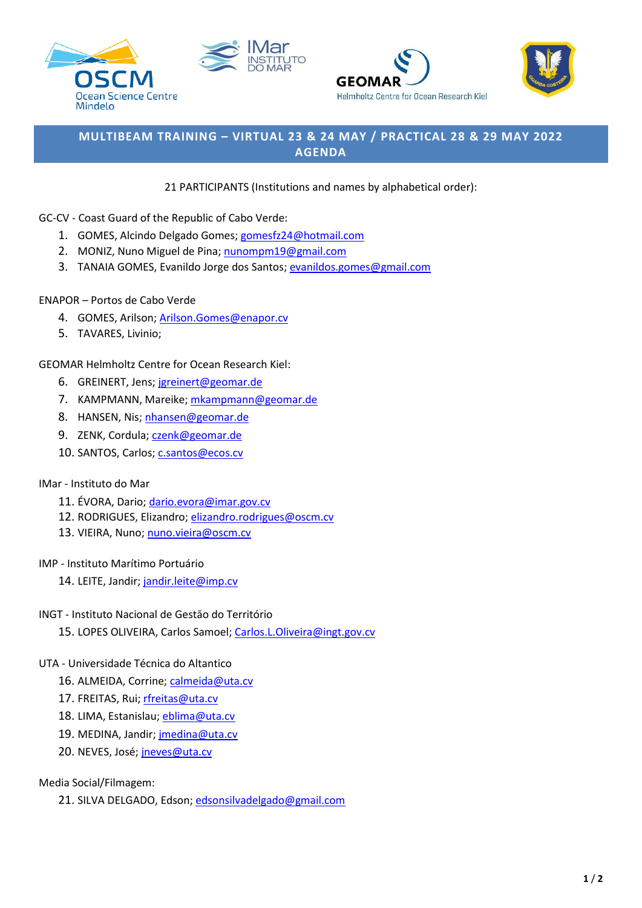# MULTIBEAM TRAINING – VIRTUAL 23 & 24 MAY / PRACTICAL 28 & 29 MAY 2022
# AGENDA

21 PARTICIPANTS (Institutions and names by alphabetical order):

GC-CV - Coast Guard of the Republic of Cabo Verde:

1. GOMES, Alcindo Delgado Gomes; gomesfz24@hotmail.com
2. MONIZ, Nuno Miguel de Pina; nunompm19@gmail.com
3. TANAIA GOMES, Evanildo Jorge dos Santos; evanildos.gomes@gmail.com

ENAPOR – Portos de Cabo Verde

4. GOMES, Arilson; Arilson.Gomes@enapor.cv
5. TAVARES, Livinio;

GEOMAR Helmholtz Centre for Ocean Research Kiel:

6. GREINERT, Jens; jgreinert@geomar.de
7. KAMPMANN, Mareike; mkampmann@geomar.de
8. HANSEN, Nis; nhansen@geomar.de
9. ZENK, Cordula; czenk@geomar.de
10. SANTOS, Carlos; c.santos@ecos.cv

IMar - Instituto do Mar

11. ÉVORA, Dario; dario.evora@imar.gov.cv
12. RODRIGUES, Elizandro; elizandro.rodrigues@oscm.cv
13. VIEIRA, Nuno; nuno.vieira@oscm.cv

IMP - Instituto Marítimo Portuário

14. LEITE, Jandir; jandir.leite@imp.cv

INGT - Instituto Nacional de Gestão do Território

15. LOPES OLIVEIRA, Carlos Samoel; Carlos.L.Oliveira@ingt.gov.cv

UTA - Universidade Técnica do Altantico

16. ALMEIDA, Corrine; calmeida@uta.cv
17. FREITAS, Rui; rfreitas@uta.cv
18. LIMA, Estanislau; eblima@uta.cv
19. MEDINA, Jandir; jmedina@uta.cv
20. NEVES, José; jneves@uta.cv

Media Social/Filmagem:

21. SILVA DELGADO, Edson; edsonsilvadelgado@gmail.com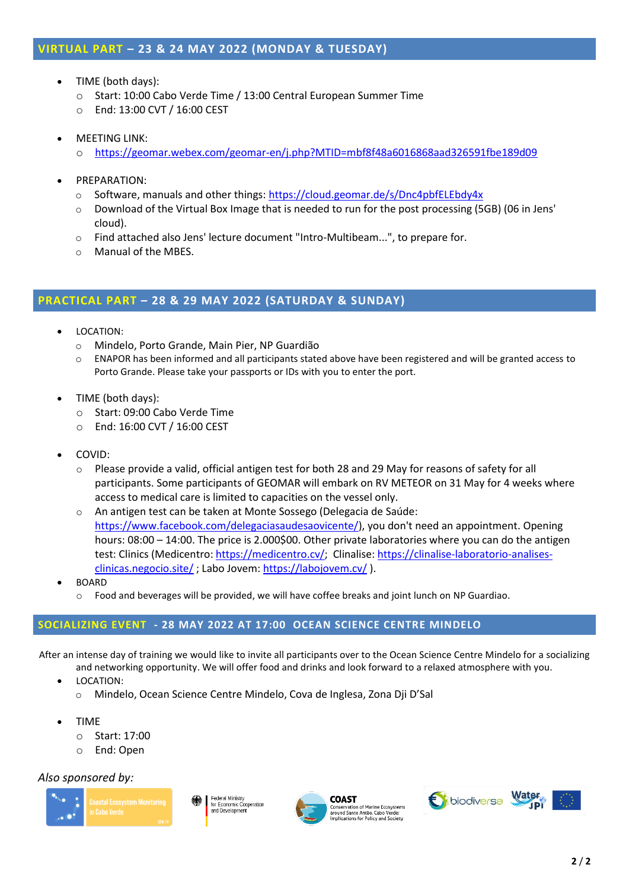## VIRTUAL PART – 23 & 24 MAY 2022 (MONDAY & TUESDAY)

- TIME (both days):
  - Start: 10:00 Cabo Verde Time / 13:00 Central European Summer Time
  - End: 13:00 CVT / 16:00 CEST
- MEETING LINK:
  - https://geomar.webex.com/geomar-en/j.php?MTID=mbf8f48a6016868aad326591fbe189d09
- PREPARATION:
  - Software, manuals and other things: https://cloud.geomar.de/s/Dnc4pbfELEbdy4x
  - Download of the Virtual Box Image that is needed to run for the post processing (5GB) (06 in Jens' cloud).
  - Find attached also Jens' lecture document "Intro-Multibeam...", to prepare for.
  - Manual of the MBES.

## PRACTICAL PART – 28 & 29 MAY 2022 (SATURDAY & SUNDAY)

- LOCATION:
  - Mindelo, Porto Grande, Main Pier, NP Guardião
  - ENAPOR has been informed and all participants stated above have been registered and will be granted access to Porto Grande. Please take your passports or IDs with you to enter the port.
- TIME (both days):
  - Start: 09:00 Cabo Verde Time
  - End: 16:00 CVT / 16:00 CEST
- COVID:
  - Please provide a valid, official antigen test for both 28 and 29 May for reasons of safety for all participants. Some participants of GEOMAR will embark on RV METEOR on 31 May for 4 weeks where access to medical care is limited to capacities on the vessel only.
  - An antigen test can be taken at Monte Sossego (Delegacia de Saúde: https://www.facebook.com/delegaciasaudesaovicente/), you don't need an appointment. Opening hours: 08:00 – 14:00. The price is 2.000$00. Other private laboratories where you can do the antigen test: Clinics (Medicentro: https://medicentro.cv/; Clinalise: https://clinalise-laboratorio-analises-clinicas.negocio.site/ ; Labo Jovem: https://labojovem.cv/ ).
- BOARD
  - Food and beverages will be provided, we will have coffee breaks and joint lunch on NP Guardiao.

## SOCIALIZING EVENT - 28 MAY 2022 AT 17:00 OCEAN SCIENCE CENTRE MINDELO

After an intense day of training we would like to invite all participants over to the Ocean Science Centre Mindelo for a socializing and networking opportunity. We will offer food and drinks and look forward to a relaxed atmosphere with you.

- LOCATION:
  - Mindelo, Ocean Science Centre Mindelo, Cova de Inglesa, Zona Dji D'Sal
- TIME
  - Start: 17:00
  - End: Open

*Also sponsored by:*

Coastal Ecosystem Monitoring in Cabo Verde

Federal Ministry for Economic Cooperation and Development

COAST Conservation of Marine Ecosystems around Santo Antão, Cabo Verde: Implications for Policy and Society

biodiversa

Water JPI